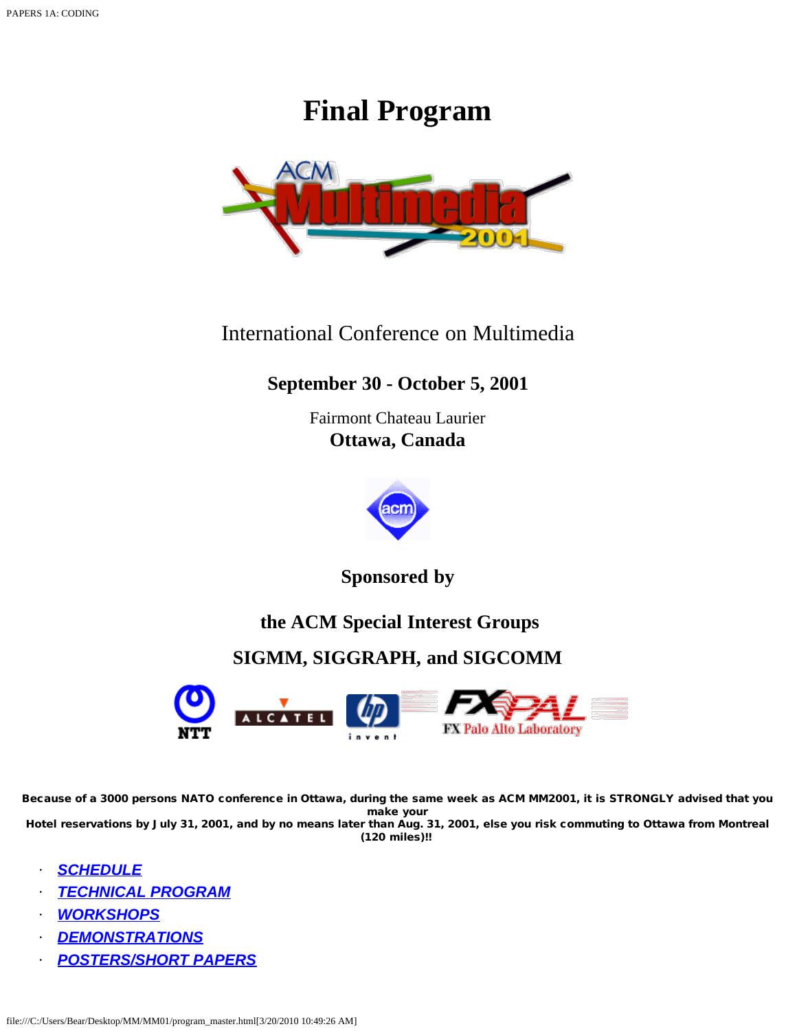# Final Program

International Conference on Multimedia

**September 30 - October 5, 2001**

Fairmont Chateau Laurier
**Ottawa, Canada**

**Sponsored by**

**the ACM Special Interest Groups**

**SIGMM, SIGGRAPH, and SIGCOMM**

**Because of a 3000 persons NATO conference in Ottawa, during the same week as ACM MM2001, it is STRONGLY advised that you make your Hotel reservations by July 31, 2001, and by no means later than Aug. 31, 2001, else you risk commuting to Ottawa from Montreal (120 miles)!!**

- ***SCHEDULE***
- ***TECHNICAL PROGRAM***
- ***WORKSHOPS***
- ***DEMONSTRATIONS***
- ***POSTERS/SHORT PAPERS***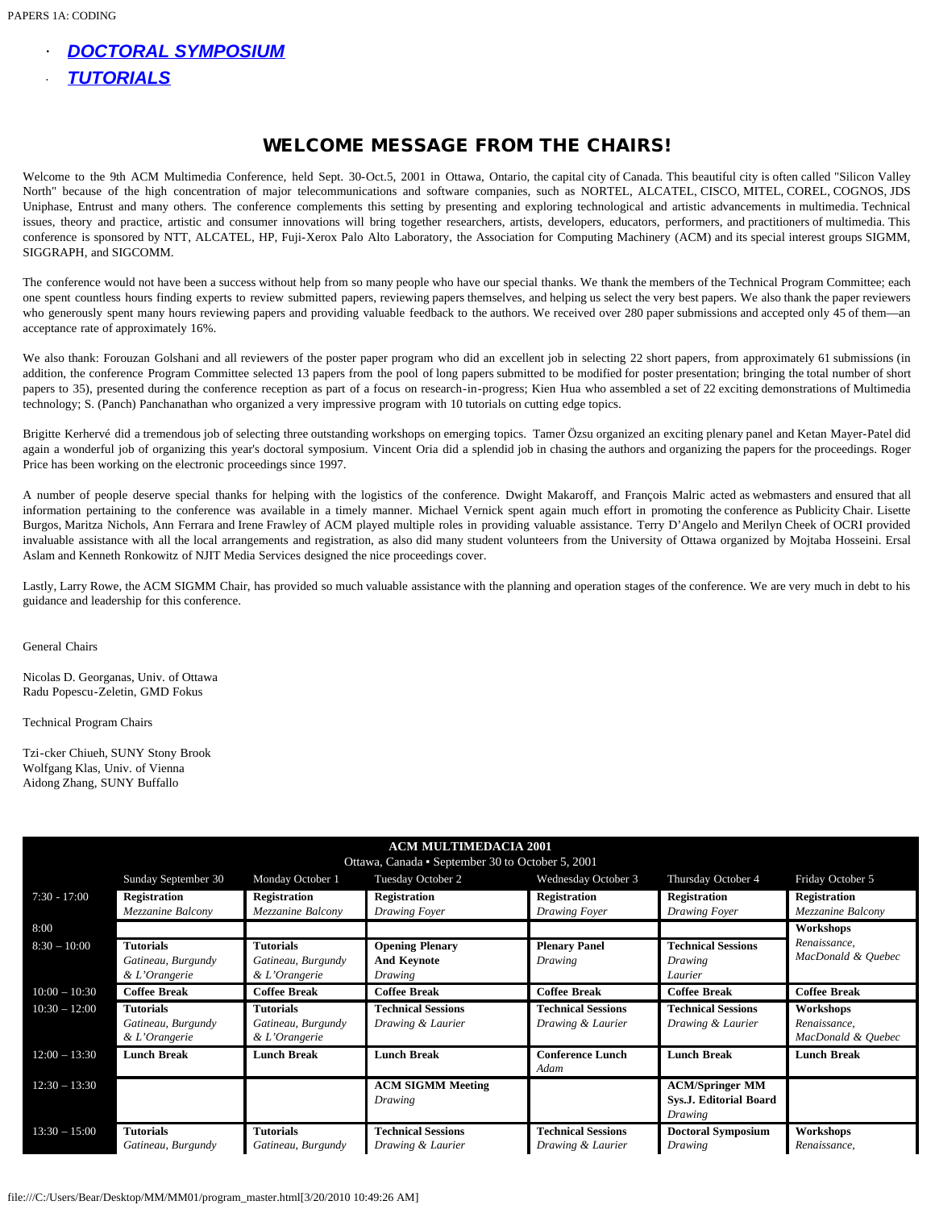- ***DOCTORAL SYMPOSIUM***
- ***TUTORIALS***

## WELCOME MESSAGE FROM THE CHAIRS!

Welcome to the 9th ACM Multimedia Conference, held Sept. 30-Oct.5, 2001 in Ottawa, Ontario, the capital city of Canada. This beautiful city is often called "Silicon Valley North" because of the high concentration of major telecommunications and software companies, such as NORTEL, ALCATEL, CISCO, MITEL, COREL, COGNOS, JDS Uniphase, Entrust and many others. The conference complements this setting by presenting and exploring technological and artistic advancements in multimedia. Technical issues, theory and practice, artistic and consumer innovations will bring together researchers, artists, developers, educators, performers, and practitioners of multimedia. This conference is sponsored by NTT, ALCATEL, HP, Fuji-Xerox Palo Alto Laboratory, the Association for Computing Machinery (ACM) and its special interest groups SIGMM, SIGGRAPH, and SIGCOMM.

The conference would not have been a success without help from so many people who have our special thanks. We thank the members of the Technical Program Committee; each one spent countless hours finding experts to review submitted papers, reviewing papers themselves, and helping us select the very best papers. We also thank the paper reviewers who generously spent many hours reviewing papers and providing valuable feedback to the authors. We received over 280 paper submissions and accepted only 45 of them—an acceptance rate of approximately 16%.

We also thank: Forouzan Golshani and all reviewers of the poster paper program who did an excellent job in selecting 22 short papers, from approximately 61 submissions (in addition, the conference Program Committee selected 13 papers from the pool of long papers submitted to be modified for poster presentation; bringing the total number of short papers to 35), presented during the conference reception as part of a focus on research-in-progress; Kien Hua who assembled a set of 22 exciting demonstrations of Multimedia technology; S. (Panch) Panchanathan who organized a very impressive program with 10 tutorials on cutting edge topics.

Brigitte Kerhervé did a tremendous job of selecting three outstanding workshops on emerging topics. Tamer Özsu organized an exciting plenary panel and Ketan Mayer-Patel did again a wonderful job of organizing this year's doctoral symposium. Vincent Oria did a splendid job in chasing the authors and organizing the papers for the proceedings. Roger Price has been working on the electronic proceedings since 1997.

A number of people deserve special thanks for helping with the logistics of the conference. Dwight Makaroff, and François Malric acted as webmasters and ensured that all information pertaining to the conference was available in a timely manner. Michael Vernick spent again much effort in promoting the conference as Publicity Chair. Lisette Burgos, Maritza Nichols, Ann Ferrara and Irene Frawley of ACM played multiple roles in providing valuable assistance. Terry D'Angelo and Merilyn Cheek of OCRI provided invaluable assistance with all the local arrangements and registration, as also did many student volunteers from the University of Ottawa organized by Mojtaba Hosseini. Ersal Aslam and Kenneth Ronkowitz of NJIT Media Services designed the nice proceedings cover.

Lastly, Larry Rowe, the ACM SIGMM Chair, has provided so much valuable assistance with the planning and operation stages of the conference. We are very much in debt to his guidance and leadership for this conference.

General Chairs

Nicolas D. Georganas, Univ. of Ottawa
Radu Popescu-Zeletin, GMD Fokus

Technical Program Chairs

Tzi-cker Chiueh, SUNY Stony Brook
Wolfgang Klas, Univ. of Vienna
Aidong Zhang, SUNY Buffalo

**ACM MULTIMEDACIA 2001**
Ottawa, Canada • September 30 to October 5, 2001

| | Sunday September 30 | Monday October 1 | Tuesday October 2 | Wednesday October 3 | Thursday October 4 | Friday October 5 |
|---|---|---|---|---|---|---|
| 7:30 - 17:00 | **Registration** *Mezzanine Balcony* | **Registration** *Mezzanine Balcony* | **Registration** *Drawing Foyer* | **Registration** *Drawing Foyer* | **Registration** *Drawing Foyer* | **Registration** *Mezzanine Balcony* |
| 8:00 | | | | | | **Workshops** *Renaissance, MacDonald & Quebec* |
| 8:30 – 10:00 | **Tutorials** *Gatineau, Burgundy & L'Orangerie* | **Tutorials** *Gatineau, Burgundy & L'Orangerie* | **Opening Plenary And Keynote** *Drawing* | **Plenary Panel** *Drawing* | **Technical Sessions** *Drawing Laurier* | |
| 10:00 – 10:30 | **Coffee Break** | **Coffee Break** | **Coffee Break** | **Coffee Break** | **Coffee Break** | **Coffee Break** |
| 10:30 – 12:00 | **Tutorials** *Gatineau, Burgundy & L'Orangerie* | **Tutorials** *Gatineau, Burgundy & L'Orangerie* | **Technical Sessions** *Drawing & Laurier* | **Technical Sessions** *Drawing & Laurier* | **Technical Sessions** *Drawing & Laurier* | **Workshops** *Renaissance, MacDonald & Quebec* |
| 12:00 – 13:30 | **Lunch Break** | **Lunch Break** | **Lunch Break** | **Conference Lunch** *Adam* | **Lunch Break** | **Lunch Break** |
| 12:30 – 13:30 | | | **ACM SIGMM Meeting** *Drawing* | | **ACM/Springer MM Sys.J. Editorial Board** *Drawing* | |
| 13:30 – 15:00 | **Tutorials** *Gatineau, Burgundy* | **Tutorials** *Gatineau, Burgundy* | **Technical Sessions** *Drawing & Laurier* | **Technical Sessions** *Drawing & Laurier* | **Doctoral Symposium** *Drawing* | **Workshops** *Renaissance,* |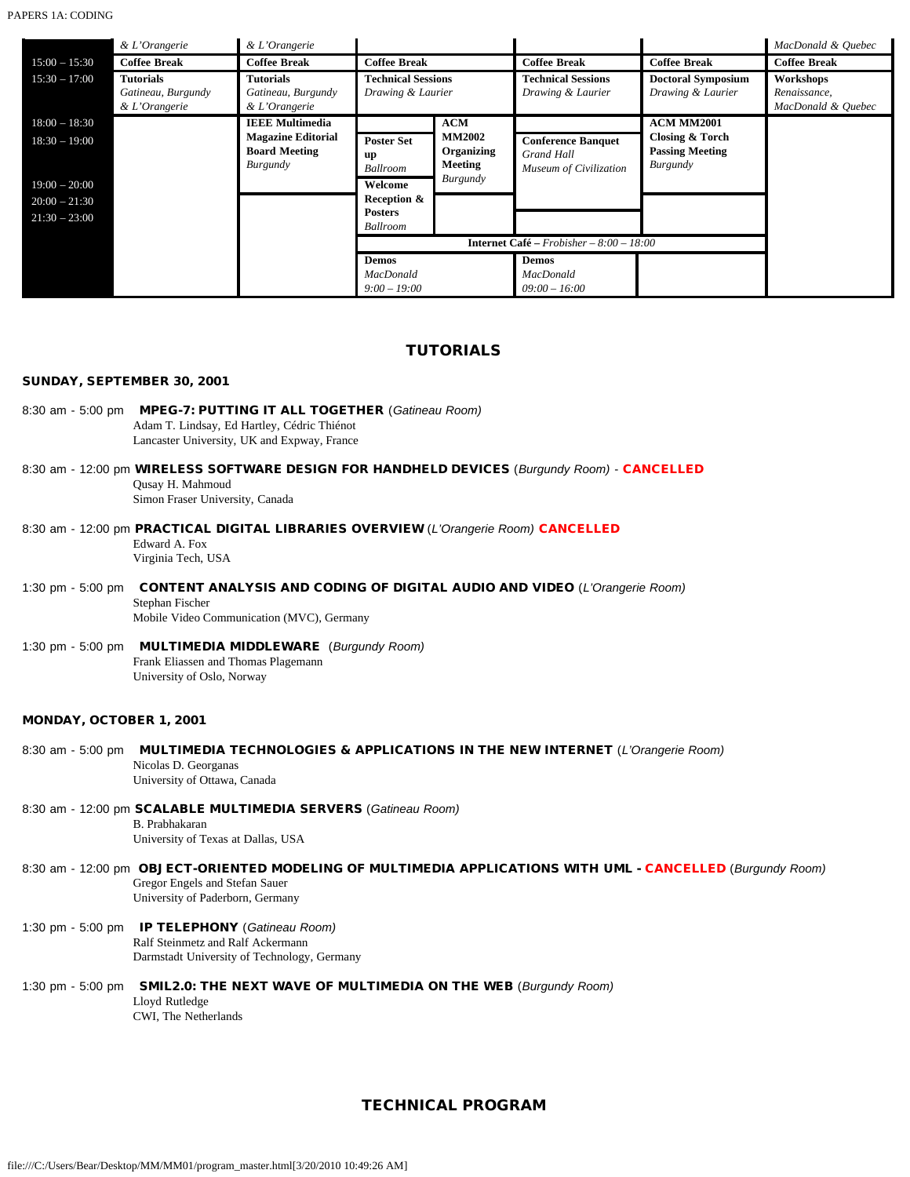| | | | | | | | |
|---|---|---|---|---|---|---|---|
| | *& L'Orangerie* | *& L'Orangerie* | | | | | *MacDonald & Quebec* |
| 15:00 – 15:30 | **Coffee Break** | **Coffee Break** | **Coffee Break** | | **Coffee Break** | **Coffee Break** | **Coffee Break** |
| 15:30 – 17:00 | **Tutorials** *Gatineau, Burgundy & L'Orangerie* | **Tutorials** *Gatineau, Burgundy & L'Orangerie* | **Technical Sessions** *Drawing & Laurier* | | **Technical Sessions** *Drawing & Laurier* | **Doctoral Symposium** *Drawing & Laurier* | **Workshops** *Renaissance, MacDonald & Quebec* |
| 18:00 – 18:30 | | **IEEE Multimedia Magazine Editorial Board Meeting** *Burgundy* | | **ACM MM2002 Organizing Meeting** *Burgundy* | | **ACM MM2001 Closing & Torch Passing Meeting** *Burgundy* | |
| 18:30 – 19:00 | | | **Poster Set up** *Ballroom* | | **Conference Banquet** *Grand Hall Museum of Civilization* | | |
| 19:00 – 20:00 | | | **Welcome Reception & Posters** *Ballroom* | | | | |
| 20:00 – 21:30 | | | | | | | |
| 21:30 – 23:00 | | | | | | | |
| | | | **Internet Café** – *Frobisher – 8:00 – 18:00* | | | | |
| | | | **Demos** *MacDonald 9:00 – 19:00* | | **Demos** *MacDonald 09:00 – 16:00* | | |

## TUTORIALS

### SUNDAY, SEPTEMBER 30, 2001

8:30 am - 5:00 pm **MPEG-7: PUTTING IT ALL TOGETHER** (*Gatineau Room)*
Adam T. Lindsay, Ed Hartley, Cédric Thiénot
Lancaster University, UK and Expway, France

8:30 am - 12:00 pm **WIRELESS SOFTWARE DESIGN FOR HANDHELD DEVICES** (*Burgundy Room*) - **CANCELLED**
Qusay H. Mahmoud
Simon Fraser University, Canada

8:30 am - 12:00 pm **PRACTICAL DIGITAL LIBRARIES OVERVIEW** (*L'Orangerie Room*) **CANCELLED**
Edward A. Fox
Virginia Tech, USA

1:30 pm - 5:00 pm **CONTENT ANALYSIS AND CODING OF DIGITAL AUDIO AND VIDEO** (*L'Orangerie Room*)
Stephan Fischer
Mobile Video Communication (MVC), Germany

1:30 pm - 5:00 pm **MULTIMEDIA MIDDLEWARE** (*Burgundy Room*)
Frank Eliassen and Thomas Plagemann
University of Oslo, Norway

### MONDAY, OCTOBER 1, 2001

8:30 am - 5:00 pm **MULTIMEDIA TECHNOLOGIES & APPLICATIONS IN THE NEW INTERNET** (*L'Orangerie Room*)
Nicolas D. Georganas
University of Ottawa, Canada

8:30 am - 12:00 pm **SCALABLE MULTIMEDIA SERVERS** (*Gatineau Room*)
B. Prabhakaran
University of Texas at Dallas, USA

8:30 am - 12:00 pm **OBJECT-ORIENTED MODELING OF MULTIMEDIA APPLICATIONS WITH UML - CANCELLED** (*Burgundy Room*)
Gregor Engels and Stefan Sauer
University of Paderborn, Germany

1:30 pm - 5:00 pm **IP TELEPHONY** (*Gatineau Room*)
Ralf Steinmetz and Ralf Ackermann
Darmstadt University of Technology, Germany

1:30 pm - 5:00 pm **SMIL2.0: THE NEXT WAVE OF MULTIMEDIA ON THE WEB** (*Burgundy Room*)
Lloyd Rutledge
CWI, The Netherlands

## TECHNICAL PROGRAM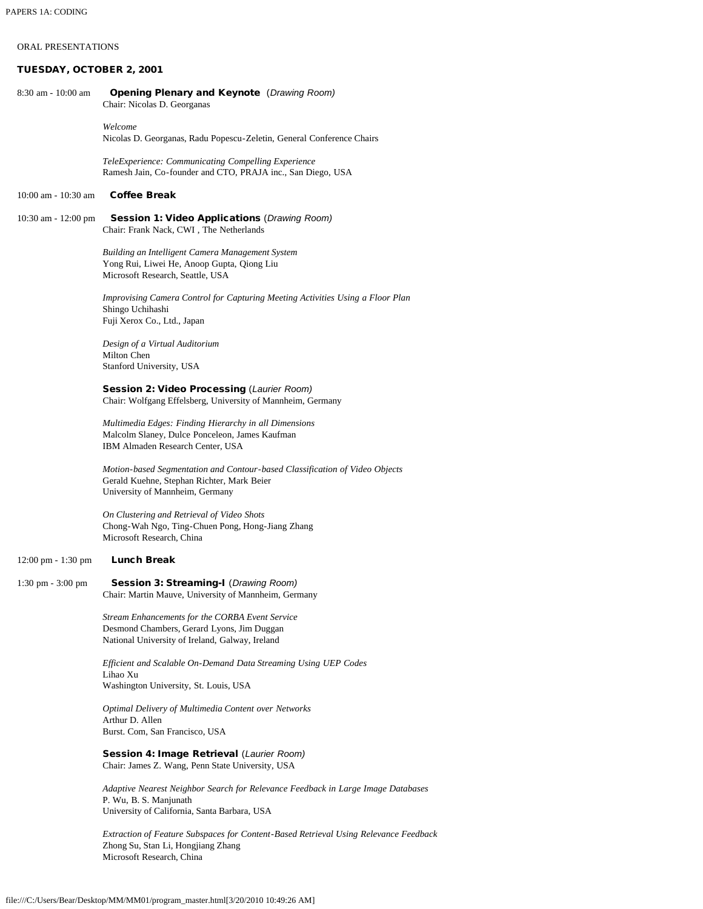ORAL PRESENTATIONS

## TUESDAY, OCTOBER 2, 2001

8:30 am - 10:00 am **Opening Plenary and Keynote** (*Drawing Room*)
Chair: Nicolas D. Georganas

*Welcome*
Nicolas D. Georganas, Radu Popescu-Zeletin, General Conference Chairs

*TeleExperience: Communicating Compelling Experience*
Ramesh Jain, Co-founder and CTO, PRAJA inc., San Diego, USA

10:00 am - 10:30 am **Coffee Break**

10:30 am - 12:00 pm **Session 1: Video Applications** (*Drawing Room*)
Chair: Frank Nack, CWI , The Netherlands

*Building an Intelligent Camera Management System*
Yong Rui, Liwei He, Anoop Gupta, Qiong Liu
Microsoft Research, Seattle, USA

*Improvising Camera Control for Capturing Meeting Activities Using a Floor Plan*
Shingo Uchihashi
Fuji Xerox Co., Ltd., Japan

*Design of a Virtual Auditorium*
Milton Chen
Stanford University, USA

**Session 2: Video Processing** (*Laurier Room*)
Chair: Wolfgang Effelsberg, University of Mannheim, Germany

*Multimedia Edges: Finding Hierarchy in all Dimensions*
Malcolm Slaney, Dulce Ponceleon, James Kaufman
IBM Almaden Research Center, USA

*Motion-based Segmentation and Contour-based Classification of Video Objects*
Gerald Kuehne, Stephan Richter, Mark Beier
University of Mannheim, Germany

*On Clustering and Retrieval of Video Shots*
Chong-Wah Ngo, Ting-Chuen Pong, Hong-Jiang Zhang
Microsoft Research, China

12:00 pm - 1:30 pm **Lunch Break**

1:30 pm - 3:00 pm **Session 3: Streaming-I** (*Drawing Room*)
Chair: Martin Mauve, University of Mannheim, Germany

*Stream Enhancements for the CORBA Event Service*
Desmond Chambers, Gerard Lyons, Jim Duggan
National University of Ireland, Galway, Ireland

*Efficient and Scalable On-Demand Data Streaming Using UEP Codes*
Lihao Xu
Washington University, St. Louis, USA

*Optimal Delivery of Multimedia Content over Networks*
Arthur D. Allen
Burst. Com, San Francisco, USA

**Session 4: Image Retrieval** (*Laurier Room*)
Chair: James Z. Wang, Penn State University, USA

*Adaptive Nearest Neighbor Search for Relevance Feedback in Large Image Databases*
P. Wu, B. S. Manjunath
University of California, Santa Barbara, USA

*Extraction of Feature Subspaces for Content-Based Retrieval Using Relevance Feedback*
Zhong Su, Stan Li, Hongjiang Zhang
Microsoft Research, China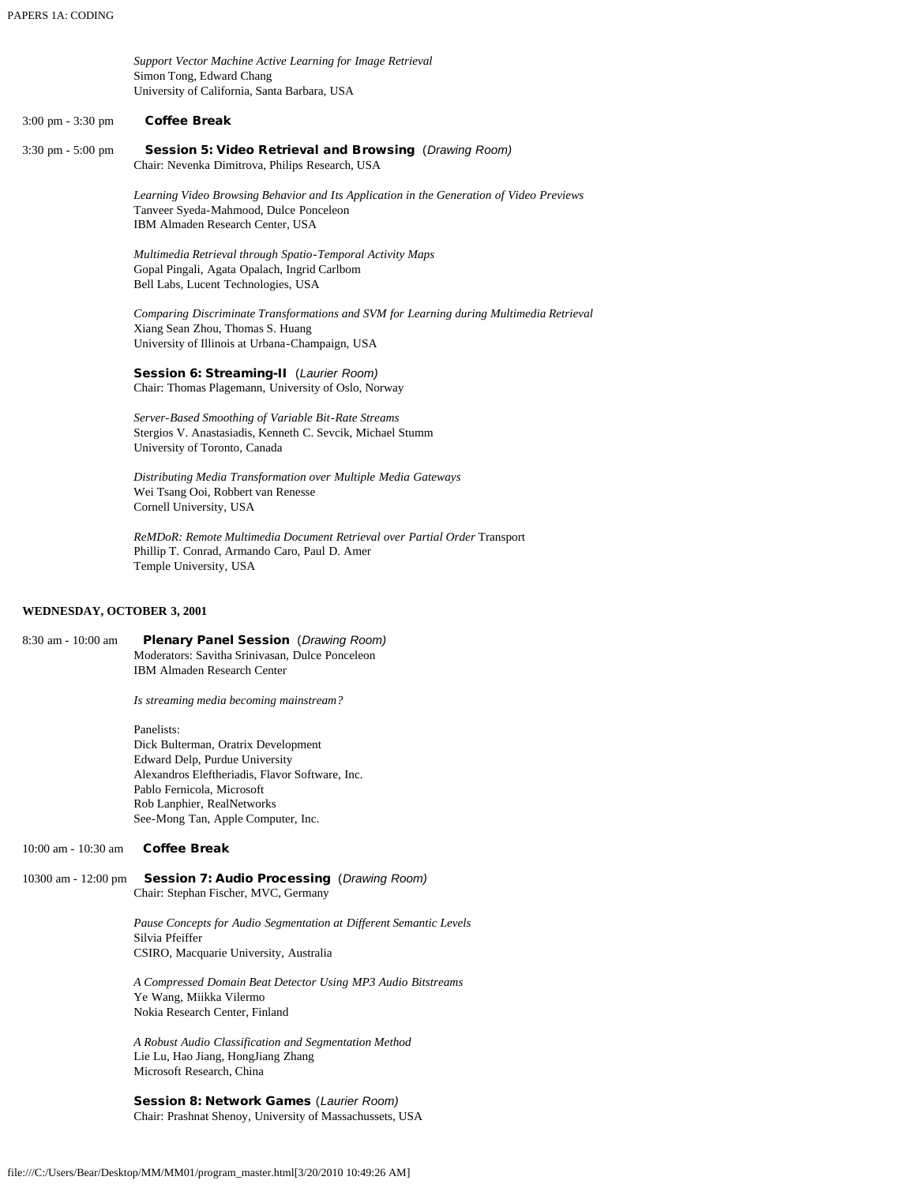*Support Vector Machine Active Learning for Image Retrieval*
Simon Tong, Edward Chang
University of California, Santa Barbara, USA

3:00 pm - 3:30 pm **Coffee Break**

3:30 pm - 5:00 pm **Session 5: Video Retrieval and Browsing** (*Drawing Room)*
Chair: Nevenka Dimitrova, Philips Research, USA

*Learning Video Browsing Behavior and Its Application in the Generation of Video Previews*
Tanveer Syeda-Mahmood, Dulce Ponceleon
IBM Almaden Research Center, USA

*Multimedia Retrieval through Spatio-Temporal Activity Maps*
Gopal Pingali, Agata Opalach, Ingrid Carlbom
Bell Labs, Lucent Technologies, USA

*Comparing Discriminate Transformations and SVM for Learning during Multimedia Retrieval*
Xiang Sean Zhou, Thomas S. Huang
University of Illinois at Urbana-Champaign, USA

**Session 6: Streaming-II** (*Laurier Room)*
Chair: Thomas Plagemann, University of Oslo, Norway

*Server-Based Smoothing of Variable Bit-Rate Streams*
Stergios V. Anastasiadis, Kenneth C. Sevcik, Michael Stumm
University of Toronto, Canada

*Distributing Media Transformation over Multiple Media Gateways*
Wei Tsang Ooi, Robbert van Renesse
Cornell University, USA

*ReMDoR: Remote Multimedia Document Retrieval over Partial Order* Transport
Phillip T. Conrad, Armando Caro, Paul D. Amer
Temple University, USA

**WEDNESDAY, OCTOBER 3, 2001**

8:30 am - 10:00 am **Plenary Panel Session** (*Drawing Room)*
Moderators: Savitha Srinivasan, Dulce Ponceleon
IBM Almaden Research Center

*Is streaming media becoming mainstream?*

Panelists:
Dick Bulterman, Oratrix Development
Edward Delp, Purdue University
Alexandros Eleftheriadis, Flavor Software, Inc.
Pablo Fernicola, Microsoft
Rob Lanphier, RealNetworks
See-Mong Tan, Apple Computer, Inc.

10:00 am - 10:30 am **Coffee Break**

10300 am - 12:00 pm **Session 7: Audio Processing** (*Drawing Room)*
Chair: Stephan Fischer, MVC, Germany

*Pause Concepts for Audio Segmentation at Different Semantic Levels*
Silvia Pfeiffer
CSIRO, Macquarie University, Australia

*A Compressed Domain Beat Detector Using MP3 Audio Bitstreams*
Ye Wang, Miikka Vilermo
Nokia Research Center, Finland

*A Robust Audio Classification and Segmentation Method*
Lie Lu, Hao Jiang, HongJiang Zhang
Microsoft Research, China

**Session 8: Network Games** (*Laurier Room)*
Chair: Prashnat Shenoy, University of Massachussets, USA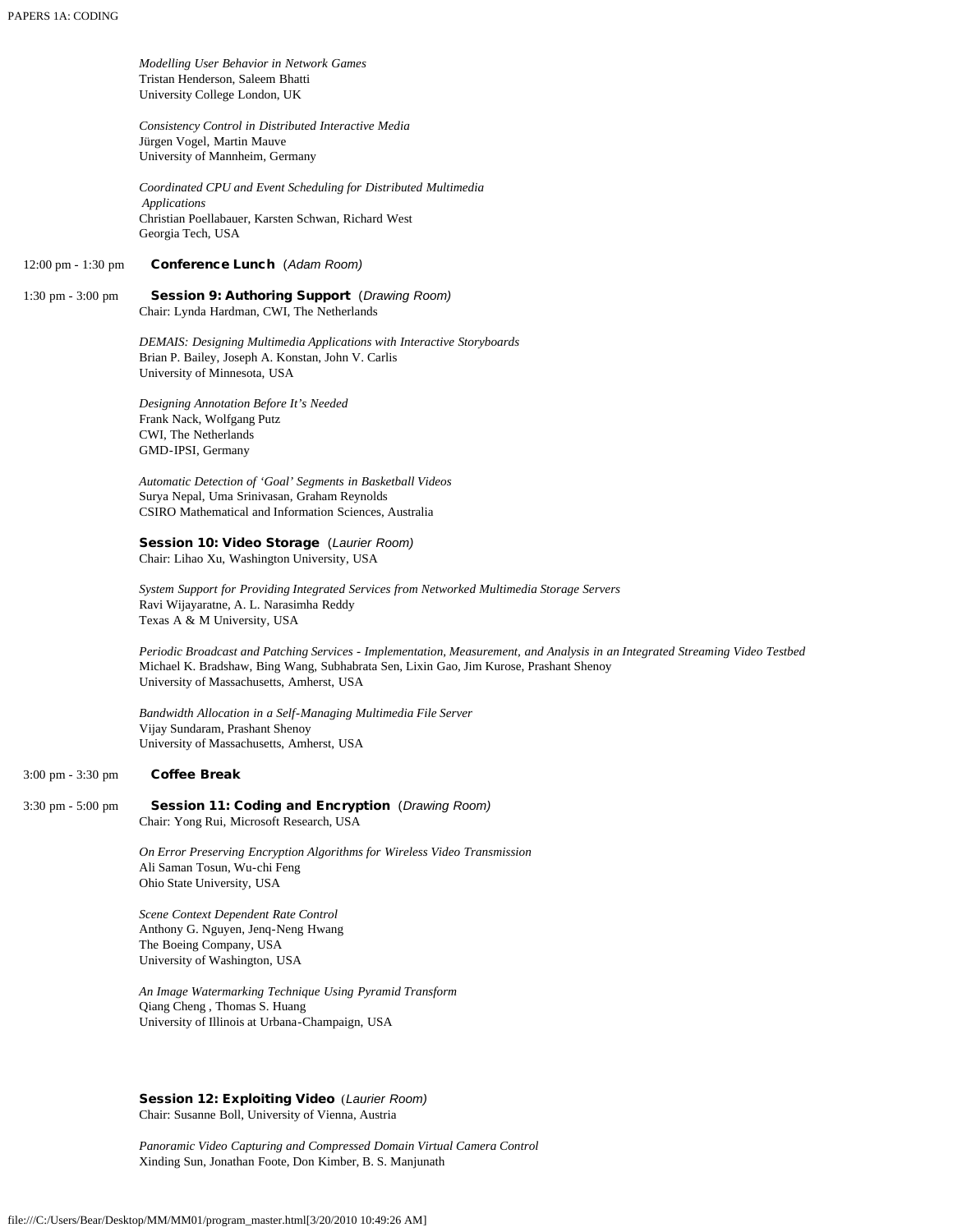*Modelling User Behavior in Network Games*
Tristan Henderson, Saleem Bhatti
University College London, UK

*Consistency Control in Distributed Interactive Media*
Jürgen Vogel, Martin Mauve
University of Mannheim, Germany

*Coordinated CPU and Event Scheduling for Distributed Multimedia Applications*
Christian Poellabauer, Karsten Schwan, Richard West
Georgia Tech, USA

12:00 pm - 1:30 pm **Conference Lunch** (*Adam Room)*

1:30 pm - 3:00 pm **Session 9: Authoring Support** (*Drawing Room)*
Chair: Lynda Hardman, CWI, The Netherlands

*DEMAIS: Designing Multimedia Applications with Interactive Storyboards*
Brian P. Bailey, Joseph A. Konstan, John V. Carlis
University of Minnesota, USA

*Designing Annotation Before It's Needed*
Frank Nack, Wolfgang Putz
CWI, The Netherlands
GMD-IPSI, Germany

*Automatic Detection of 'Goal' Segments in Basketball Videos*
Surya Nepal, Uma Srinivasan, Graham Reynolds
CSIRO Mathematical and Information Sciences, Australia

**Session 10: Video Storage** (*Laurier Room)*
Chair: Lihao Xu, Washington University, USA

*System Support for Providing Integrated Services from Networked Multimedia Storage Servers*
Ravi Wijayaratne, A. L. Narasimha Reddy
Texas A & M University, USA

*Periodic Broadcast and Patching Services - Implementation, Measurement, and Analysis in an Integrated Streaming Video Testbed*
Michael K. Bradshaw, Bing Wang, Subhabrata Sen, Lixin Gao, Jim Kurose, Prashant Shenoy
University of Massachusetts, Amherst, USA

*Bandwidth Allocation in a Self-Managing Multimedia File Server*
Vijay Sundaram, Prashant Shenoy
University of Massachusetts, Amherst, USA

3:00 pm - 3:30 pm **Coffee Break**

3:30 pm - 5:00 pm **Session 11: Coding and Encryption** (*Drawing Room)*
Chair: Yong Rui, Microsoft Research, USA

*On Error Preserving Encryption Algorithms for Wireless Video Transmission*
Ali Saman Tosun, Wu-chi Feng
Ohio State University, USA

*Scene Context Dependent Rate Control*
Anthony G. Nguyen, Jenq-Neng Hwang
The Boeing Company, USA
University of Washington, USA

*An Image Watermarking Technique Using Pyramid Transform*
Qiang Cheng , Thomas S. Huang
University of Illinois at Urbana-Champaign, USA

**Session 12: Exploiting Video** (*Laurier Room)*
Chair: Susanne Boll, University of Vienna, Austria

*Panoramic Video Capturing and Compressed Domain Virtual Camera Control*
Xinding Sun, Jonathan Foote, Don Kimber, B. S. Manjunath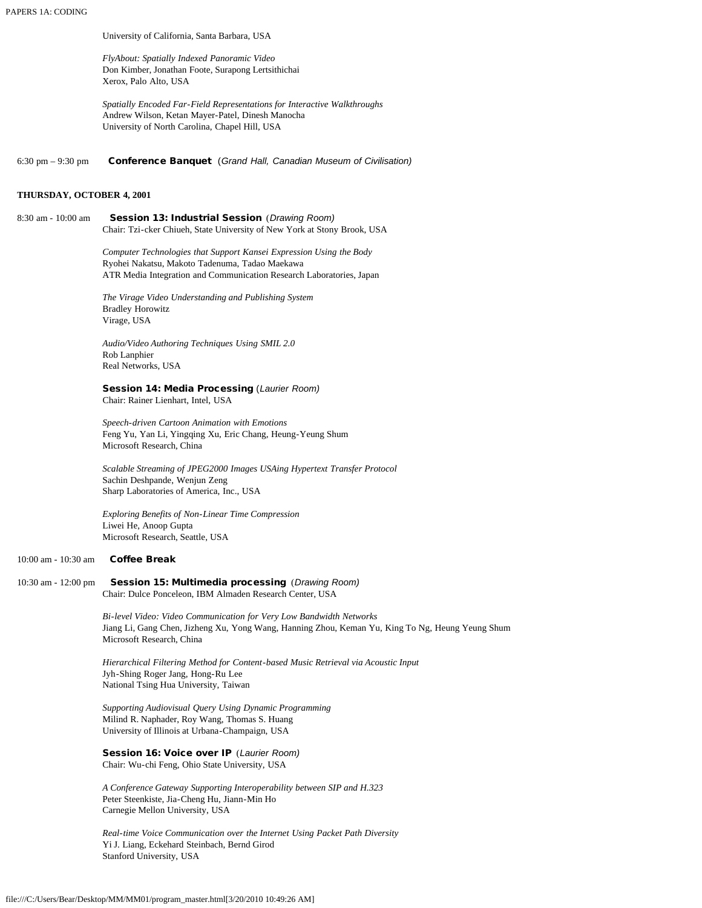University of California, Santa Barbara, USA

*FlyAbout: Spatially Indexed Panoramic Video*
Don Kimber, Jonathan Foote, Surapong Lertsithichai
Xerox, Palo Alto, USA

*Spatially Encoded Far-Field Representations for Interactive Walkthroughs*
Andrew Wilson, Ketan Mayer-Patel, Dinesh Manocha
University of North Carolina, Chapel Hill, USA

6:30 pm – 9:30 pm **Conference Banquet** (*Grand Hall, Canadian Museum of Civilisation)*

**THURSDAY, OCTOBER 4, 2001**

8:30 am - 10:00 am **Session 13: Industrial Session** (*Drawing Room)*
Chair: Tzi-cker Chiueh, State University of New York at Stony Brook, USA

*Computer Technologies that Support Kansei Expression Using the Body*
Ryohei Nakatsu, Makoto Tadenuma, Tadao Maekawa
ATR Media Integration and Communication Research Laboratories, Japan

*The Virage Video Understanding and Publishing System*
Bradley Horowitz
Virage, USA

*Audio/Video Authoring Techniques Using SMIL 2.0*
Rob Lanphier
Real Networks, USA

**Session 14: Media Processing** (*Laurier Room)*
Chair: Rainer Lienhart, Intel, USA

*Speech-driven Cartoon Animation with Emotions*
Feng Yu, Yan Li, Yingqing Xu, Eric Chang, Heung-Yeung Shum
Microsoft Research, China

*Scalable Streaming of JPEG2000 Images USAing Hypertext Transfer Protocol*
Sachin Deshpande, Wenjun Zeng
Sharp Laboratories of America, Inc., USA

*Exploring Benefits of Non-Linear Time Compression*
Liwei He, Anoop Gupta
Microsoft Research, Seattle, USA

10:00 am - 10:30 am **Coffee Break**

10:30 am - 12:00 pm **Session 15: Multimedia processing** (*Drawing Room)*
Chair: Dulce Ponceleon, IBM Almaden Research Center, USA

*Bi-level Video: Video Communication for Very Low Bandwidth Networks*
Jiang Li, Gang Chen, Jizheng Xu, Yong Wang, Hanning Zhou, Keman Yu, King To Ng, Heung Yeung Shum
Microsoft Research, China

*Hierarchical Filtering Method for Content-based Music Retrieval via Acoustic Input*
Jyh-Shing Roger Jang, Hong-Ru Lee
National Tsing Hua University, Taiwan

*Supporting Audiovisual Query Using Dynamic Programming*
Milind R. Naphader, Roy Wang, Thomas S. Huang
University of Illinois at Urbana-Champaign, USA

**Session 16: Voice over IP** (*Laurier Room)*
Chair: Wu-chi Feng, Ohio State University, USA

*A Conference Gateway Supporting Interoperability between SIP and H.323*
Peter Steenkiste, Jia-Cheng Hu, Jiann-Min Ho
Carnegie Mellon University, USA

*Real-time Voice Communication over the Internet Using Packet Path Diversity*
Yi J. Liang, Eckehard Steinbach, Bernd Girod
Stanford University, USA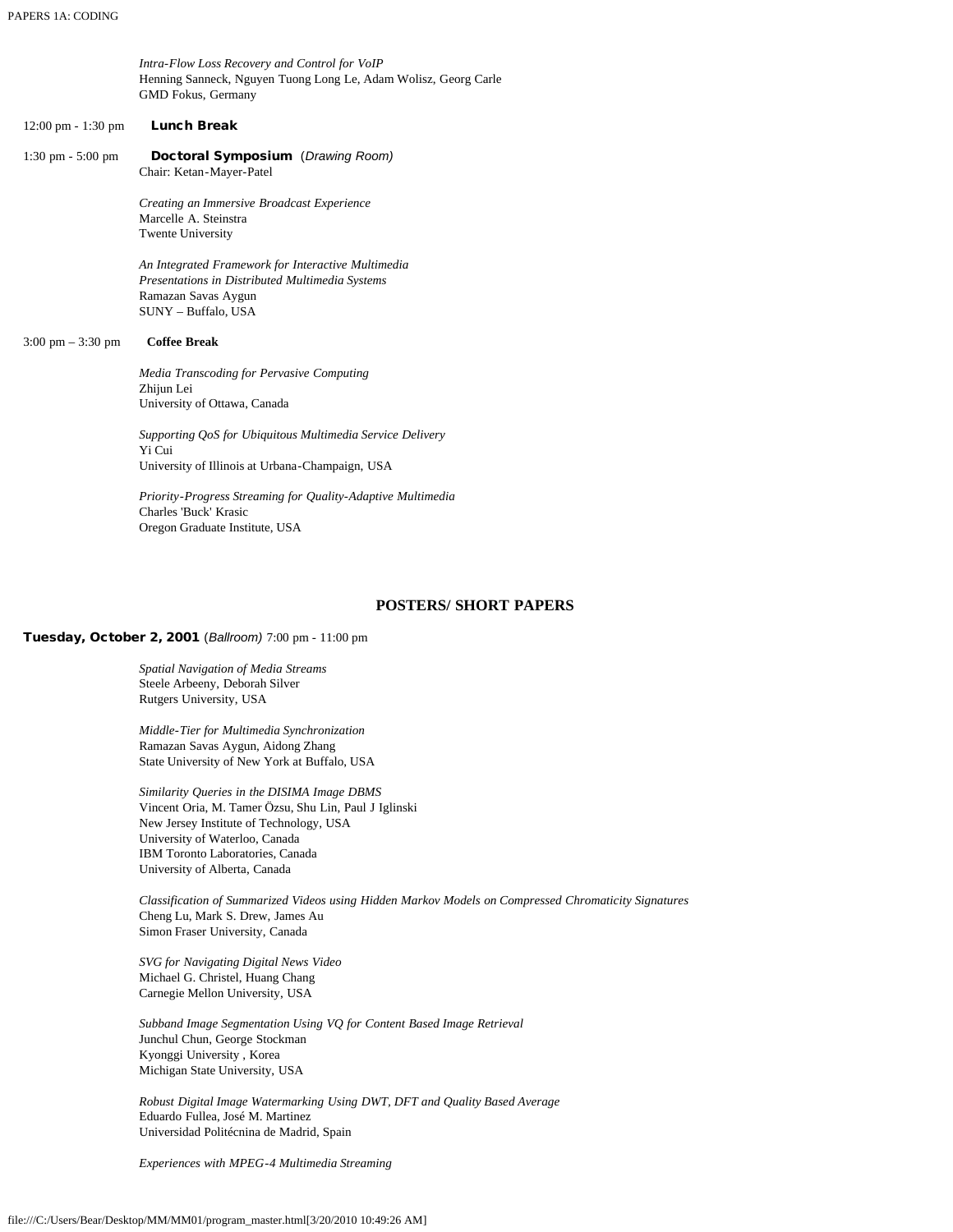*Intra-Flow Loss Recovery and Control for VoIP*
Henning Sanneck, Nguyen Tuong Long Le, Adam Wolisz, Georg Carle
GMD Fokus, Germany

12:00 pm - 1:30 pm **Lunch Break**

1:30 pm - 5:00 pm **Doctoral Symposium** (*Drawing Room)*
Chair: Ketan-Mayer-Patel

*Creating an Immersive Broadcast Experience*
Marcelle A. Steinstra
Twente University

*An Integrated Framework for Interactive Multimedia Presentations in Distributed Multimedia Systems*
Ramazan Savas Aygun
SUNY – Buffalo, USA

3:00 pm – 3:30 pm **Coffee Break**

*Media Transcoding for Pervasive Computing*
Zhijun Lei
University of Ottawa, Canada

*Supporting QoS for Ubiquitous Multimedia Service Delivery*
Yi Cui
University of Illinois at Urbana-Champaign, USA

*Priority-Progress Streaming for Quality-Adaptive Multimedia*
Charles 'Buck' Krasic
Oregon Graduate Institute, USA

## POSTERS/ SHORT PAPERS

**Tuesday, October 2, 2001** (*Ballroom)* 7:00 pm - 11:00 pm

*Spatial Navigation of Media Streams*
Steele Arbeeny, Deborah Silver
Rutgers University, USA

*Middle-Tier for Multimedia Synchronization*
Ramazan Savas Aygun, Aidong Zhang
State University of New York at Buffalo, USA

*Similarity Queries in the DISIMA Image DBMS*
Vincent Oria, M. Tamer Özsu, Shu Lin, Paul J Iglinski
New Jersey Institute of Technology, USA
University of Waterloo, Canada
IBM Toronto Laboratories, Canada
University of Alberta, Canada

*Classification of Summarized Videos using Hidden Markov Models on Compressed Chromaticity Signatures*
Cheng Lu, Mark S. Drew, James Au
Simon Fraser University, Canada

*SVG for Navigating Digital News Video*
Michael G. Christel, Huang Chang
Carnegie Mellon University, USA

*Subband Image Segmentation Using VQ for Content Based Image Retrieval*
Junchul Chun, George Stockman
Kyonggi University , Korea
Michigan State University, USA

*Robust Digital Image Watermarking Using DWT, DFT and Quality Based Average*
Eduardo Fullea, José M. Martinez
Universidad Politécnina de Madrid, Spain

*Experiences with MPEG-4 Multimedia Streaming*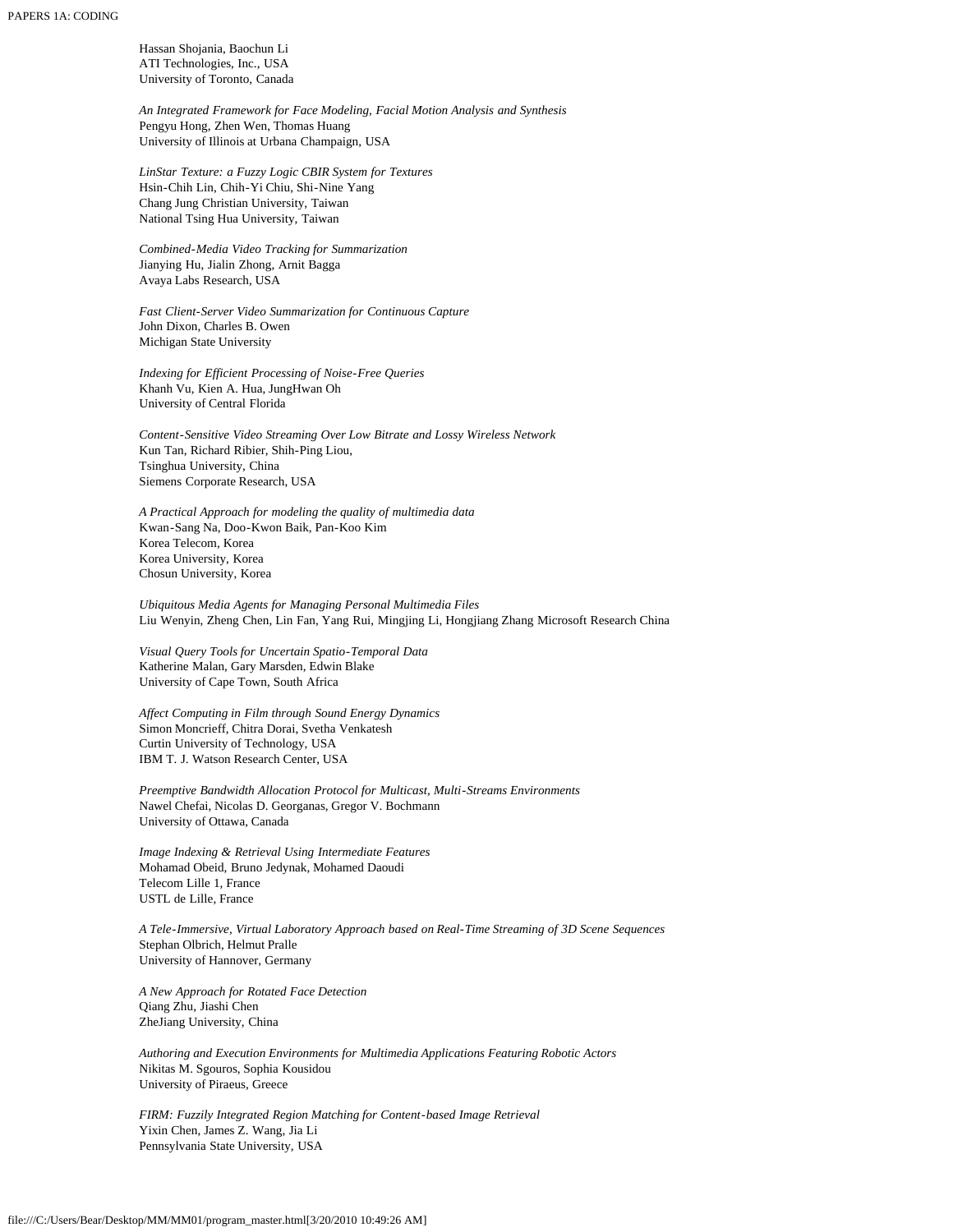Hassan Shojania, Baochun Li
ATI Technologies, Inc., USA
University of Toronto, Canada

*An Integrated Framework for Face Modeling, Facial Motion Analysis and Synthesis*
Pengyu Hong, Zhen Wen, Thomas Huang
University of Illinois at Urbana Champaign, USA

*LinStar Texture: a Fuzzy Logic CBIR System for Textures*
Hsin-Chih Lin, Chih-Yi Chiu, Shi-Nine Yang
Chang Jung Christian University, Taiwan
National Tsing Hua University, Taiwan

*Combined-Media Video Tracking for Summarization*
Jianying Hu, Jialin Zhong, Arnit Bagga
Avaya Labs Research, USA

*Fast Client-Server Video Summarization for Continuous Capture*
John Dixon, Charles B. Owen
Michigan State University

*Indexing for Efficient Processing of Noise-Free Queries*
Khanh Vu, Kien A. Hua, JungHwan Oh
University of Central Florida

*Content-Sensitive Video Streaming Over Low Bitrate and Lossy Wireless Network*
Kun Tan, Richard Ribier, Shih-Ping Liou,
Tsinghua University, China
Siemens Corporate Research, USA

*A Practical Approach for modeling the quality of multimedia data*
Kwan-Sang Na, Doo-Kwon Baik, Pan-Koo Kim
Korea Telecom, Korea
Korea University, Korea
Chosun University, Korea

*Ubiquitous Media Agents for Managing Personal Multimedia Files*
Liu Wenyin, Zheng Chen, Lin Fan, Yang Rui, Mingjing Li, Hongjiang Zhang Microsoft Research China

*Visual Query Tools for Uncertain Spatio-Temporal Data*
Katherine Malan, Gary Marsden, Edwin Blake
University of Cape Town, South Africa

*Affect Computing in Film through Sound Energy Dynamics*
Simon Moncrieff, Chitra Dorai, Svetha Venkatesh
Curtin University of Technology, USA
IBM T. J. Watson Research Center, USA

*Preemptive Bandwidth Allocation Protocol for Multicast, Multi-Streams Environments*
Nawel Chefai, Nicolas D. Georganas, Gregor V. Bochmann
University of Ottawa, Canada

*Image Indexing & Retrieval Using Intermediate Features*
Mohamad Obeid, Bruno Jedynak, Mohamed Daoudi
Telecom Lille 1, France
USTL de Lille, France

*A Tele-Immersive, Virtual Laboratory Approach based on Real-Time Streaming of 3D Scene Sequences*
Stephan Olbrich, Helmut Pralle
University of Hannover, Germany

*A New Approach for Rotated Face Detection*
Qiang Zhu, Jiashi Chen
ZheJiang University, China

*Authoring and Execution Environments for Multimedia Applications Featuring Robotic Actors*
Nikitas M. Sgouros, Sophia Kousidou
University of Piraeus, Greece

*FIRM: Fuzzily Integrated Region Matching for Content-based Image Retrieval*
Yixin Chen, James Z. Wang, Jia Li
Pennsylvania State University, USA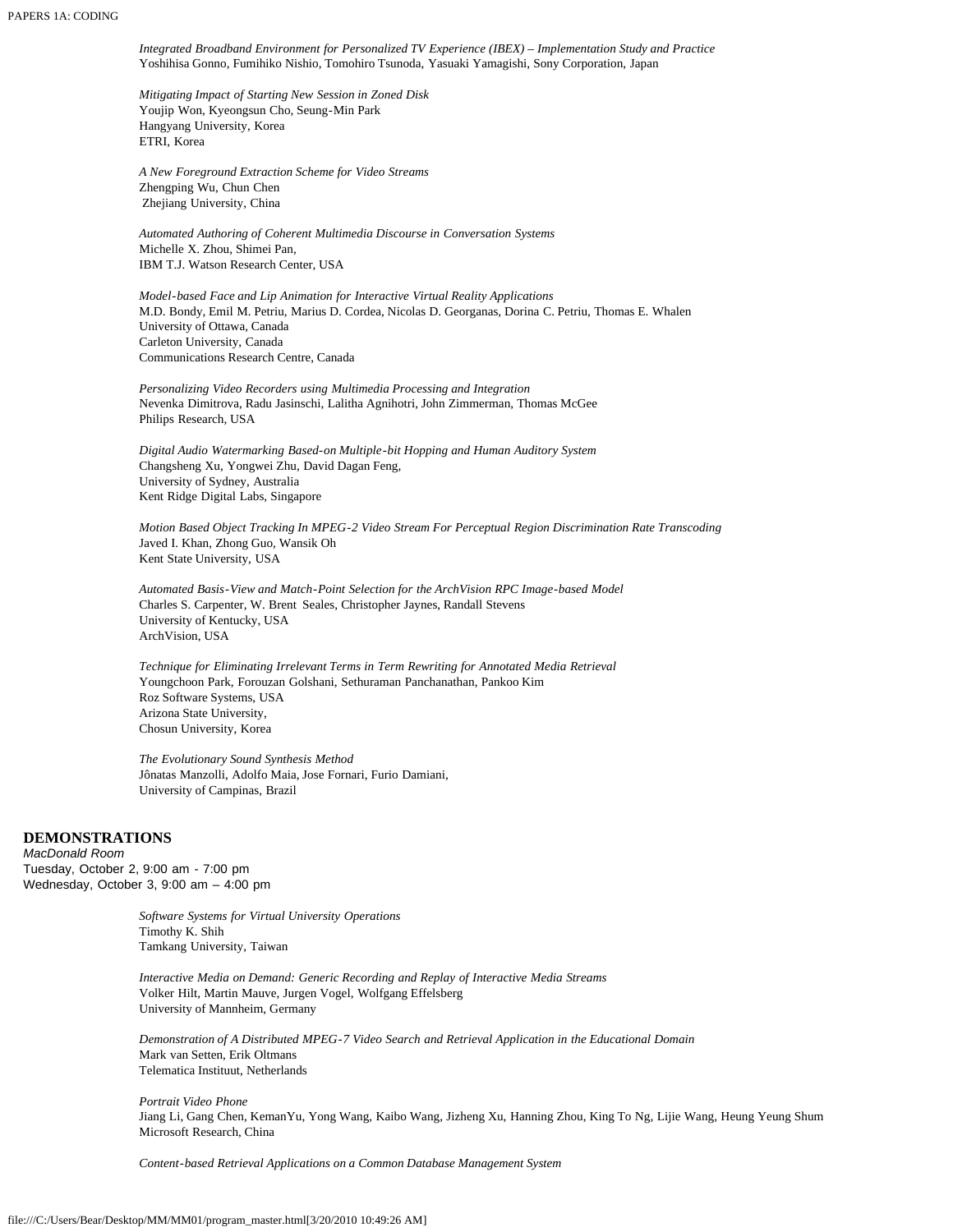*Integrated Broadband Environment for Personalized TV Experience (IBEX) – Implementation Study and Practice*
Yoshihisa Gonno, Fumihiko Nishio, Tomohiro Tsunoda, Yasuaki Yamagishi, Sony Corporation, Japan

*Mitigating Impact of Starting New Session in Zoned Disk*
Youjip Won, Kyeongsun Cho, Seung-Min Park
Hangyang University, Korea
ETRI, Korea

*A New Foreground Extraction Scheme for Video Streams*
Zhengping Wu, Chun Chen
Zhejiang University, China

*Automated Authoring of Coherent Multimedia Discourse in Conversation Systems*
Michelle X. Zhou, Shimei Pan,
IBM T.J. Watson Research Center, USA

*Model-based Face and Lip Animation for Interactive Virtual Reality Applications*
M.D. Bondy, Emil M. Petriu, Marius D. Cordea, Nicolas D. Georganas, Dorina C. Petriu, Thomas E. Whalen
University of Ottawa, Canada
Carleton University, Canada
Communications Research Centre, Canada

*Personalizing Video Recorders using Multimedia Processing and Integration*
Nevenka Dimitrova, Radu Jasinschi, Lalitha Agnihotri, John Zimmerman, Thomas McGee
Philips Research, USA

*Digital Audio Watermarking Based-on Multiple-bit Hopping and Human Auditory System*
Changsheng Xu, Yongwei Zhu, David Dagan Feng,
University of Sydney, Australia
Kent Ridge Digital Labs, Singapore

*Motion Based Object Tracking In MPEG-2 Video Stream For Perceptual Region Discrimination Rate Transcoding*
Javed I. Khan, Zhong Guo, Wansik Oh
Kent State University, USA

*Automated Basis-View and Match-Point Selection for the ArchVision RPC Image-based Model*
Charles S. Carpenter, W. Brent Seales, Christopher Jaynes, Randall Stevens
University of Kentucky, USA
ArchVision, USA

*Technique for Eliminating Irrelevant Terms in Term Rewriting for Annotated Media Retrieval*
Youngchoon Park, Forouzan Golshani, Sethuraman Panchanathan, Pankoo Kim
Roz Software Systems, USA
Arizona State University,
Chosun University, Korea

*The Evolutionary Sound Synthesis Method*
Jônatas Manzolli, Adolfo Maia, Jose Fornari, Furio Damiani,
University of Campinas, Brazil

## DEMONSTRATIONS

*MacDonald Room*
Tuesday, October 2, 9:00 am - 7:00 pm
Wednesday, October 3, 9:00 am – 4:00 pm

*Software Systems for Virtual University Operations*
Timothy K. Shih
Tamkang University, Taiwan

*Interactive Media on Demand: Generic Recording and Replay of Interactive Media Streams*
Volker Hilt, Martin Mauve, Jurgen Vogel, Wolfgang Effelsberg
University of Mannheim, Germany

*Demonstration of A Distributed MPEG-7 Video Search and Retrieval Application in the Educational Domain*
Mark van Setten, Erik Oltmans
Telematica Instituut, Netherlands

*Portrait Video Phone*
Jiang Li, Gang Chen, KemanYu, Yong Wang, Kaibo Wang, Jizheng Xu, Hanning Zhou, King To Ng, Lijie Wang, Heung Yeung Shum
Microsoft Research, China

*Content-based Retrieval Applications on a Common Database Management System*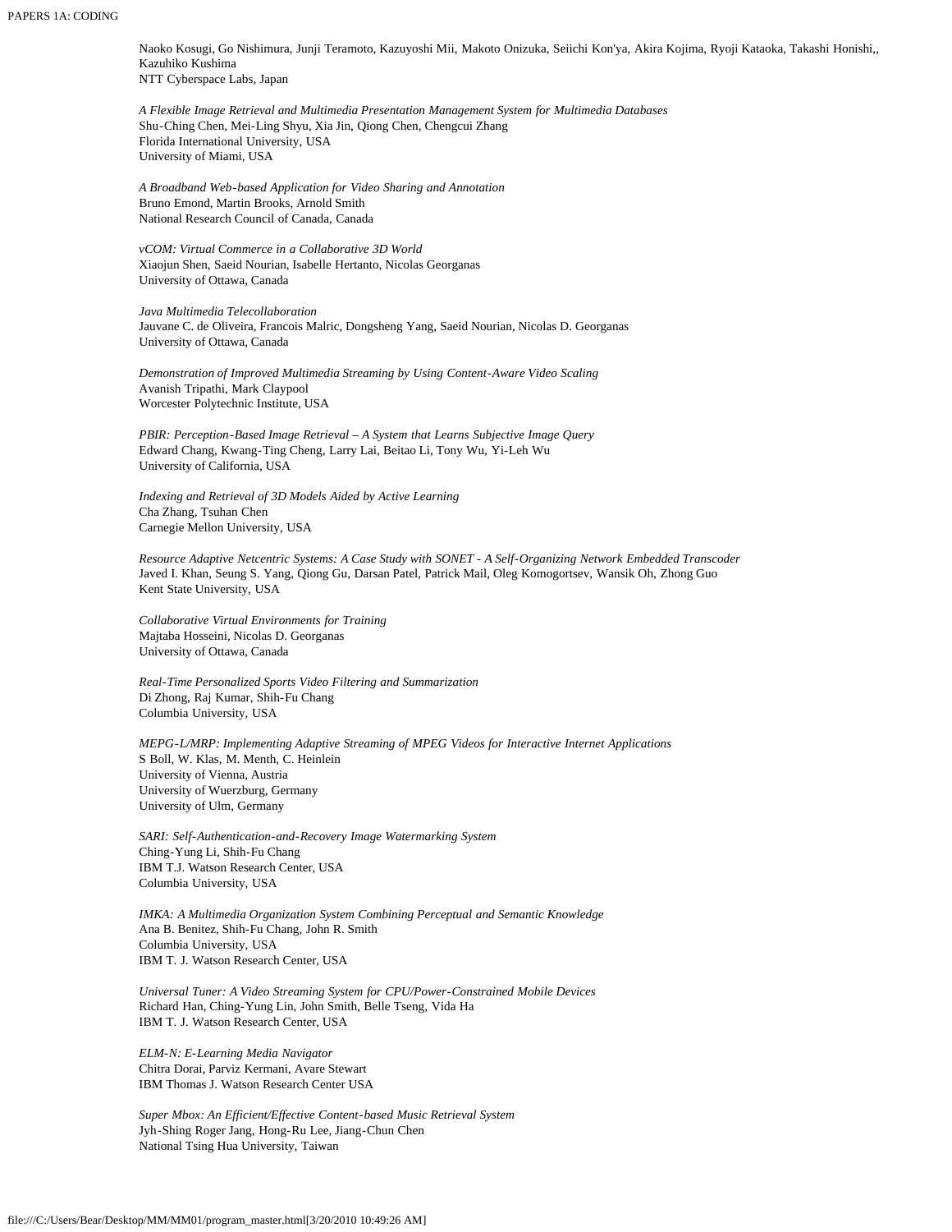Naoko Kosugi, Go Nishimura, Junji Teramoto, Kazuyoshi Mii, Makoto Onizuka, Seiichi Kon'ya, Akira Kojima, Ryoji Kataoka, Takashi Honishi,, Kazuhiko Kushima
NTT Cyberspace Labs, Japan

*A Flexible Image Retrieval and Multimedia Presentation Management System for Multimedia Databases*
Shu-Ching Chen, Mei-Ling Shyu, Xia Jin, Qiong Chen, Chengcui Zhang
Florida International University, USA
University of Miami, USA

*A Broadband Web-based Application for Video Sharing and Annotation*
Bruno Emond, Martin Brooks, Arnold Smith
National Research Council of Canada, Canada

*vCOM: Virtual Commerce in a Collaborative 3D World*
Xiaojun Shen, Saeid Nourian, Isabelle Hertanto, Nicolas Georganas
University of Ottawa, Canada

*Java Multimedia Telecollaboration*
Jauvane C. de Oliveira, Francois Malric, Dongsheng Yang, Saeid Nourian, Nicolas D. Georganas
University of Ottawa, Canada

*Demonstration of Improved Multimedia Streaming by Using Content-Aware Video Scaling*
Avanish Tripathi, Mark Claypool
Worcester Polytechnic Institute, USA

*PBIR: Perception-Based Image Retrieval – A System that Learns Subjective Image Query*
Edward Chang, Kwang-Ting Cheng, Larry Lai, Beitao Li, Tony Wu, Yi-Leh Wu
University of California, USA

*Indexing and Retrieval of 3D Models Aided by Active Learning*
Cha Zhang, Tsuhan Chen
Carnegie Mellon University, USA

*Resource Adaptive Netcentric Systems: A Case Study with SONET - A Self-Organizing Network Embedded Transcoder*
Javed I. Khan, Seung S. Yang, Qiong Gu, Darsan Patel, Patrick Mail, Oleg Komogortsev, Wansik Oh, Zhong Guo
Kent State University, USA

*Collaborative Virtual Environments for Training*
Majtaba Hosseini, Nicolas D. Georganas
University of Ottawa, Canada

*Real-Time Personalized Sports Video Filtering and Summarization*
Di Zhong, Raj Kumar, Shih-Fu Chang
Columbia University, USA

*MEPG-L/MRP: Implementing Adaptive Streaming of MPEG Videos for Interactive Internet Applications*
S Boll, W. Klas, M. Menth, C. Heinlein
University of Vienna, Austria
University of Wuerzburg, Germany
University of Ulm, Germany

*SARI: Self-Authentication-and-Recovery Image Watermarking System*
Ching-Yung Li, Shih-Fu Chang
IBM T.J. Watson Research Center, USA
Columbia University, USA

*IMKA: A Multimedia Organization System Combining Perceptual and Semantic Knowledge*
Ana B. Benitez, Shih-Fu Chang, John R. Smith
Columbia University, USA
IBM T. J. Watson Research Center, USA

*Universal Tuner: A Video Streaming System for CPU/Power-Constrained Mobile Devices*
Richard Han, Ching-Yung Lin, John Smith, Belle Tseng, Vida Ha
IBM T. J. Watson Research Center, USA

*ELM-N: E-Learning Media Navigator*
Chitra Dorai, Parviz Kermani, Avare Stewart
IBM Thomas J. Watson Research Center USA

*Super Mbox: An Efficient/Effective Content-based Music Retrieval System*
Jyh-Shing Roger Jang, Hong-Ru Lee, Jiang-Chun Chen
National Tsing Hua University, Taiwan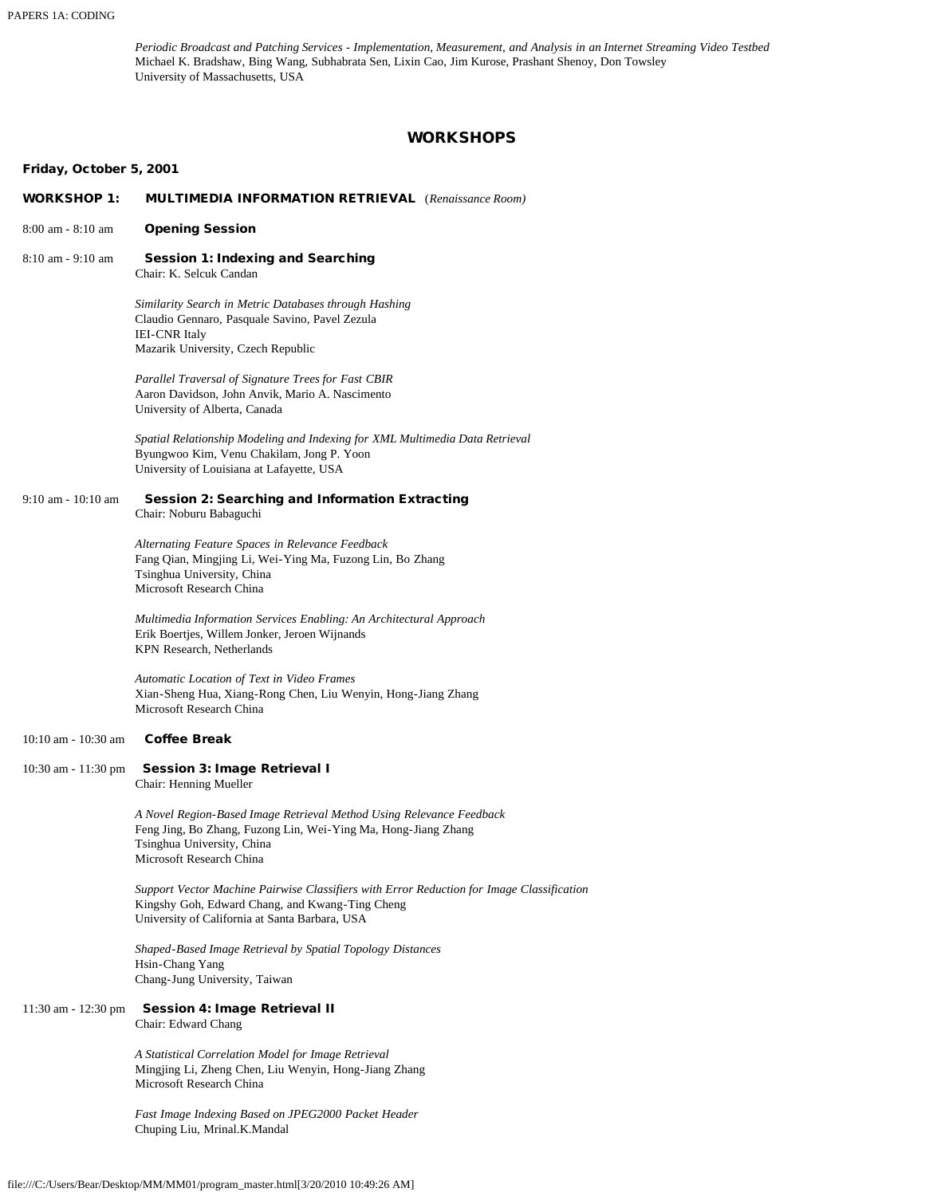*Periodic Broadcast and Patching Services - Implementation, Measurement, and Analysis in an Internet Streaming Video Testbed*
Michael K. Bradshaw, Bing Wang, Subhabrata Sen, Lixin Cao, Jim Kurose, Prashant Shenoy, Don Towsley
University of Massachusetts, USA

## WORKSHOPS

**Friday, October 5, 2001**

**WORKSHOP 1: MULTIMEDIA INFORMATION RETRIEVAL** (*Renaissance Room*)

8:00 am - 8:10 am **Opening Session**

8:10 am - 9:10 am **Session 1: Indexing and Searching**
Chair: K. Selcuk Candan

*Similarity Search in Metric Databases through Hashing*
Claudio Gennaro, Pasquale Savino, Pavel Zezula
IEI-CNR Italy
Mazarik University, Czech Republic

*Parallel Traversal of Signature Trees for Fast CBIR*
Aaron Davidson, John Anvik, Mario A. Nascimento
University of Alberta, Canada

*Spatial Relationship Modeling and Indexing for XML Multimedia Data Retrieval*
Byungwoo Kim, Venu Chakilam, Jong P. Yoon
University of Louisiana at Lafayette, USA

9:10 am - 10:10 am **Session 2: Searching and Information Extracting**
Chair: Noburu Babaguchi

*Alternating Feature Spaces in Relevance Feedback*
Fang Qian, Mingjing Li, Wei-Ying Ma, Fuzong Lin, Bo Zhang
Tsinghua University, China
Microsoft Research China

*Multimedia Information Services Enabling: An Architectural Approach*
Erik Boertjes, Willem Jonker, Jeroen Wijnands
KPN Research, Netherlands

*Automatic Location of Text in Video Frames*
Xian-Sheng Hua, Xiang-Rong Chen, Liu Wenyin, Hong-Jiang Zhang
Microsoft Research China

10:10 am - 10:30 am **Coffee Break**

10:30 am - 11:30 pm **Session 3: Image Retrieval I**
Chair: Henning Mueller

*A Novel Region-Based Image Retrieval Method Using Relevance Feedback*
Feng Jing, Bo Zhang, Fuzong Lin, Wei-Ying Ma, Hong-Jiang Zhang
Tsinghua University, China
Microsoft Research China

*Support Vector Machine Pairwise Classifiers with Error Reduction for Image Classification*
Kingshy Goh, Edward Chang, and Kwang-Ting Cheng
University of California at Santa Barbara, USA

*Shaped-Based Image Retrieval by Spatial Topology Distances*
Hsin-Chang Yang
Chang-Jung University, Taiwan

11:30 am - 12:30 pm **Session 4: Image Retrieval II**
Chair: Edward Chang

*A Statistical Correlation Model for Image Retrieval*
Mingjing Li, Zheng Chen, Liu Wenyin, Hong-Jiang Zhang
Microsoft Research China

*Fast Image Indexing Based on JPEG2000 Packet Header*
Chuping Liu, Mrinal.K.Mandal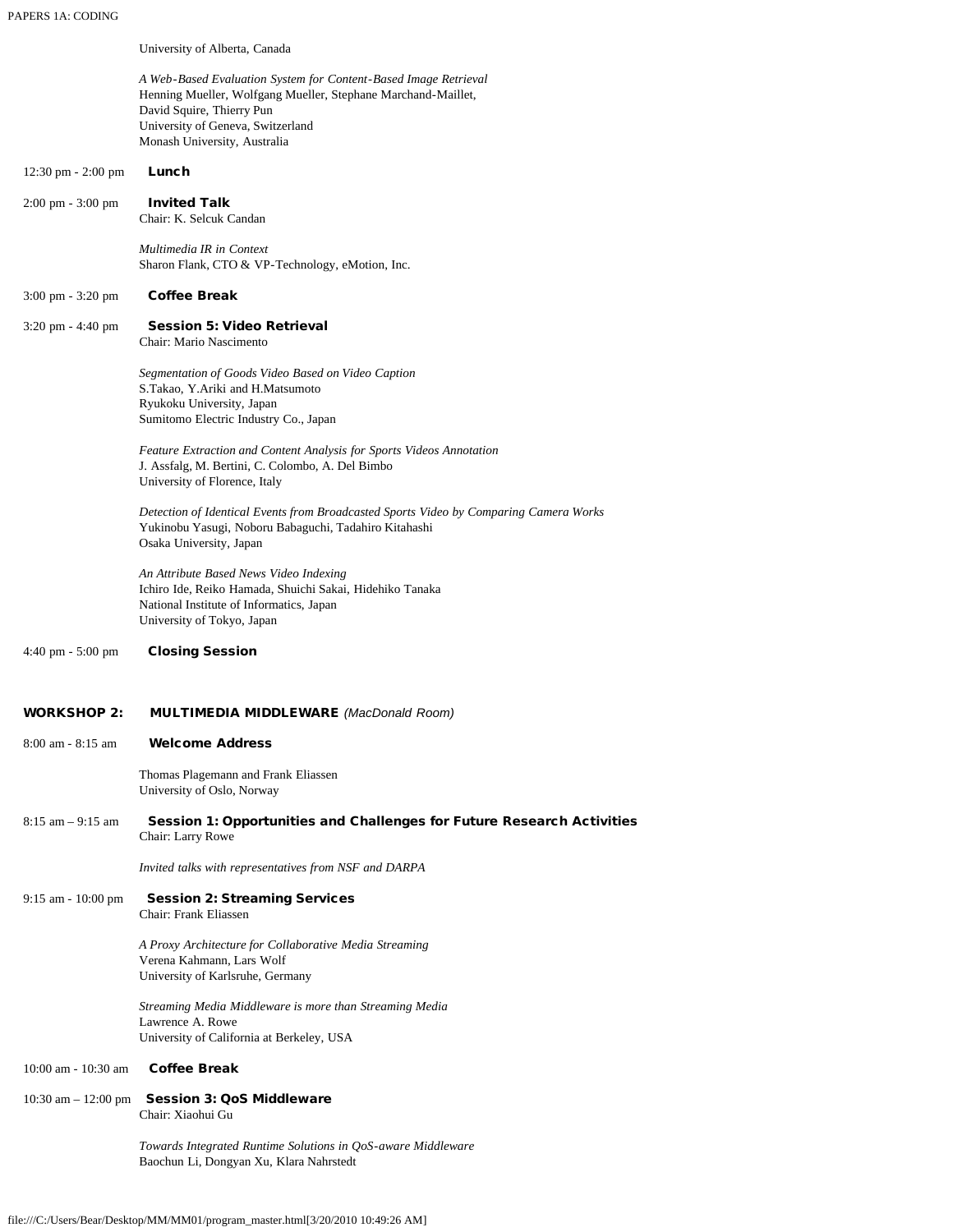University of Alberta, Canada

*A Web-Based Evaluation System for Content-Based Image Retrieval*
Henning Mueller, Wolfgang Mueller, Stephane Marchand-Maillet, David Squire, Thierry Pun
University of Geneva, Switzerland
Monash University, Australia

12:30 pm - 2:00 pm **Lunch**

2:00 pm - 3:00 pm **Invited Talk**
Chair: K. Selcuk Candan

*Multimedia IR in Context*
Sharon Flank, CTO & VP-Technology, eMotion, Inc.

3:00 pm - 3:20 pm **Coffee Break**

3:20 pm - 4:40 pm **Session 5: Video Retrieval**
Chair: Mario Nascimento

*Segmentation of Goods Video Based on Video Caption*
S.Takao, Y.Ariki and H.Matsumoto
Ryukoku University, Japan
Sumitomo Electric Industry Co., Japan

*Feature Extraction and Content Analysis for Sports Videos Annotation*
J. Assfalg, M. Bertini, C. Colombo, A. Del Bimbo
University of Florence, Italy

*Detection of Identical Events from Broadcasted Sports Video by Comparing Camera Works*
Yukinobu Yasugi, Noboru Babaguchi, Tadahiro Kitahashi
Osaka University, Japan

*An Attribute Based News Video Indexing*
Ichiro Ide, Reiko Hamada, Shuichi Sakai, Hidehiko Tanaka
National Institute of Informatics, Japan
University of Tokyo, Japan

4:40 pm - 5:00 pm **Closing Session**

## WORKSHOP 2: MULTIMEDIA MIDDLEWARE *(MacDonald Room)*

8:00 am - 8:15 am **Welcome Address**

Thomas Plagemann and Frank Eliassen
University of Oslo, Norway

8:15 am – 9:15 am **Session 1: Opportunities and Challenges for Future Research Activities**
Chair: Larry Rowe

*Invited talks with representatives from NSF and DARPA*

9:15 am - 10:00 pm **Session 2: Streaming Services**
Chair: Frank Eliassen

*A Proxy Architecture for Collaborative Media Streaming*
Verena Kahmann, Lars Wolf
University of Karlsruhe, Germany

*Streaming Media Middleware is more than Streaming Media*
Lawrence A. Rowe
University of California at Berkeley, USA

10:00 am - 10:30 am **Coffee Break**

10:30 am – 12:00 pm **Session 3: QoS Middleware**
Chair: Xiaohui Gu

*Towards Integrated Runtime Solutions in QoS-aware Middleware*
Baochun Li, Dongyan Xu, Klara Nahrstedt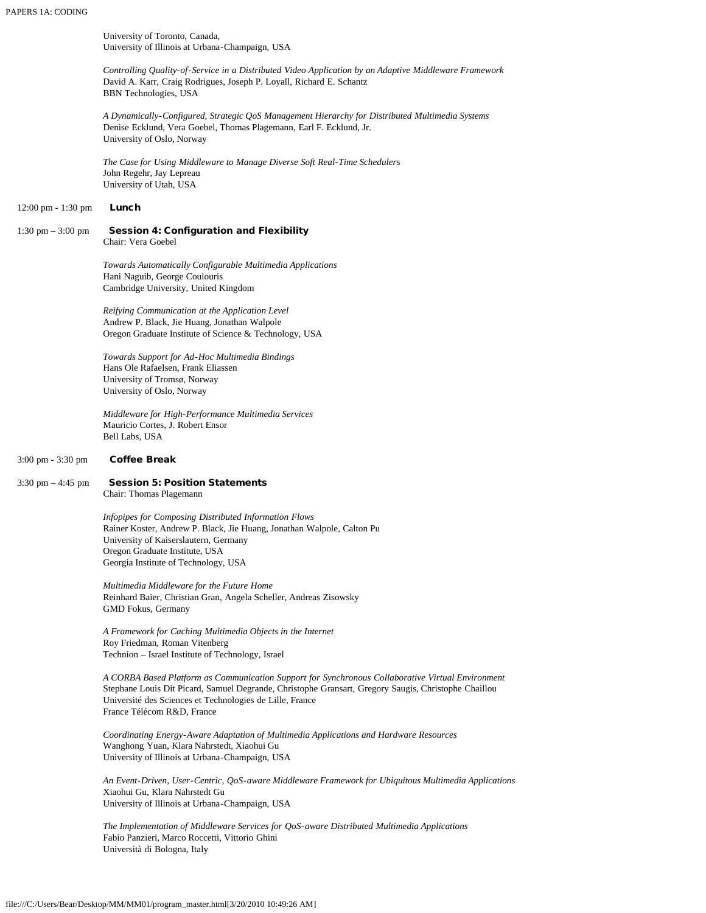University of Toronto, Canada,
University of Illinois at Urbana-Champaign, USA

*Controlling Quality-of-Service in a Distributed Video Application by an Adaptive Middleware Framework*
David A. Karr, Craig Rodrigues, Joseph P. Loyall, Richard E. Schantz
BBN Technologies, USA

*A Dynamically-Configured, Strategic QoS Management Hierarchy for Distributed Multimedia Systems*
Denise Ecklund, Vera Goebel, Thomas Plagemann, Earl F. Ecklund, Jr.
University of Oslo, Norway

*The Case for Using Middleware to Manage Diverse Soft Real-Time Schedulers*
John Regehr, Jay Lepreau
University of Utah, USA

12:00 pm - 1:30 pm **Lunch**

1:30 pm – 3:00 pm **Session 4: Configuration and Flexibility**
Chair: Vera Goebel

*Towards Automatically Configurable Multimedia Applications*
Hani Naguib, George Coulouris
Cambridge University, United Kingdom

*Reifying Communication at the Application Level*
Andrew P. Black, Jie Huang, Jonathan Walpole
Oregon Graduate Institute of Science & Technology, USA

*Towards Support for Ad-Hoc Multimedia Bindings*
Hans Ole Rafaelsen, Frank Eliassen
University of Tromsø, Norway
University of Oslo, Norway

*Middleware for High-Performance Multimedia Services*
Mauricio Cortes, J. Robert Ensor
Bell Labs, USA

3:00 pm - 3:30 pm **Coffee Break**

3:30 pm – 4:45 pm **Session 5: Position Statements**
Chair: Thomas Plagemann

*Infopipes for Composing Distributed Information Flows*
Rainer Koster, Andrew P. Black, Jie Huang, Jonathan Walpole, Calton Pu
University of Kaiserslautern, Germany
Oregon Graduate Institute, USA
Georgia Institute of Technology, USA

*Multimedia Middleware for the Future Home*
Reinhard Baier, Christian Gran, Angela Scheller, Andreas Zisowsky
GMD Fokus, Germany

*A Framework for Caching Multimedia Objects in the Internet*
Roy Friedman, Roman Vitenberg
Technion – Israel Institute of Technology, Israel

*A CORBA Based Platform as Communication Support for Synchronous Collaborative Virtual Environment*
Stephane Louis Dit Picard, Samuel Degrande, Christophe Gransart, Gregory Saugis, Christophe Chaillou
Université des Sciences et Technologies de Lille, France
France Télécom R&D, France

*Coordinating Energy-Aware Adaptation of Multimedia Applications and Hardware Resources*
Wanghong Yuan, Klara Nahrstedt, Xiaohui Gu
University of Illinois at Urbana-Champaign, USA

*An Event-Driven, User-Centric, QoS-aware Middleware Framework for Ubiquitous Multimedia Applications*
Xiaohui Gu, Klara Nahrstedt Gu
University of Illinois at Urbana-Champaign, USA

*The Implementation of Middleware Services for QoS-aware Distributed Multimedia Applications*
Fabio Panzieri, Marco Roccetti, Vittorio Ghini
Università di Bologna, Italy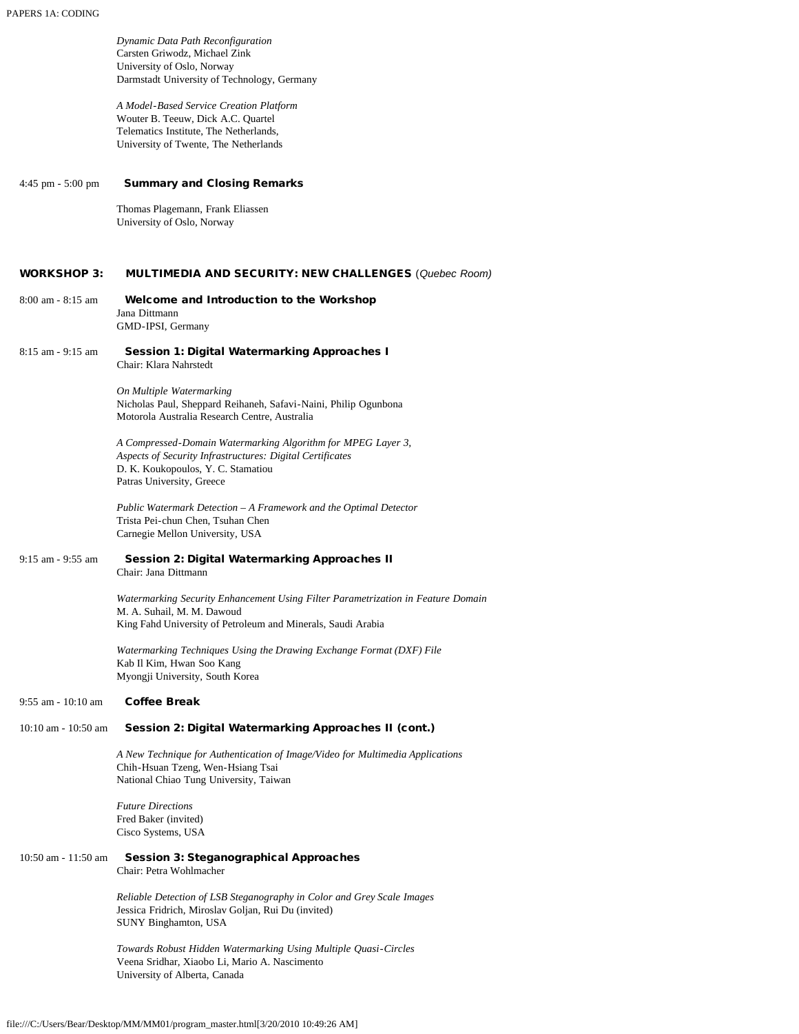*Dynamic Data Path Reconfiguration*
Carsten Griwodz, Michael Zink
University of Oslo, Norway
Darmstadt University of Technology, Germany

*A Model-Based Service Creation Platform*
Wouter B. Teeuw, Dick A.C. Quartel
Telematics Institute, The Netherlands,
University of Twente, The Netherlands

4:45 pm - 5:00 pm **Summary and Closing Remarks**

Thomas Plagemann, Frank Eliassen
University of Oslo, Norway

## WORKSHOP 3: MULTIMEDIA AND SECURITY: NEW CHALLENGES (*Quebec Room*)

8:00 am - 8:15 am **Welcome and Introduction to the Workshop**
Jana Dittmann
GMD-IPSI, Germany

8:15 am - 9:15 am **Session 1: Digital Watermarking Approaches I**
Chair: Klara Nahrstedt

*On Multiple Watermarking*
Nicholas Paul, Sheppard Reihaneh, Safavi-Naini, Philip Ogunbona
Motorola Australia Research Centre, Australia

*A Compressed-Domain Watermarking Algorithm for MPEG Layer 3,*
*Aspects of Security Infrastructures: Digital Certificates*
D. K. Koukopoulos, Y. C. Stamatiou
Patras University, Greece

*Public Watermark Detection – A Framework and the Optimal Detector*
Trista Pei-chun Chen, Tsuhan Chen
Carnegie Mellon University, USA

9:15 am - 9:55 am **Session 2: Digital Watermarking Approaches II**
Chair: Jana Dittmann

*Watermarking Security Enhancement Using Filter Parametrization in Feature Domain*
M. A. Suhail, M. M. Dawoud
King Fahd University of Petroleum and Minerals, Saudi Arabia

*Watermarking Techniques Using the Drawing Exchange Format (DXF) File*
Kab Il Kim, Hwan Soo Kang
Myongji University, South Korea

9:55 am - 10:10 am **Coffee Break**

10:10 am - 10:50 am **Session 2: Digital Watermarking Approaches II (cont.)**

*A New Technique for Authentication of Image/Video for Multimedia Applications*
Chih-Hsuan Tzeng, Wen-Hsiang Tsai
National Chiao Tung University, Taiwan

*Future Directions*
Fred Baker (invited)
Cisco Systems, USA

10:50 am - 11:50 am **Session 3: Steganographical Approaches**
Chair: Petra Wohlmacher

*Reliable Detection of LSB Steganography in Color and Grey Scale Images*
Jessica Fridrich, Miroslav Goljan, Rui Du (invited)
SUNY Binghamton, USA

*Towards Robust Hidden Watermarking Using Multiple Quasi-Circles*
Veena Sridhar, Xiaobo Li, Mario A. Nascimento
University of Alberta, Canada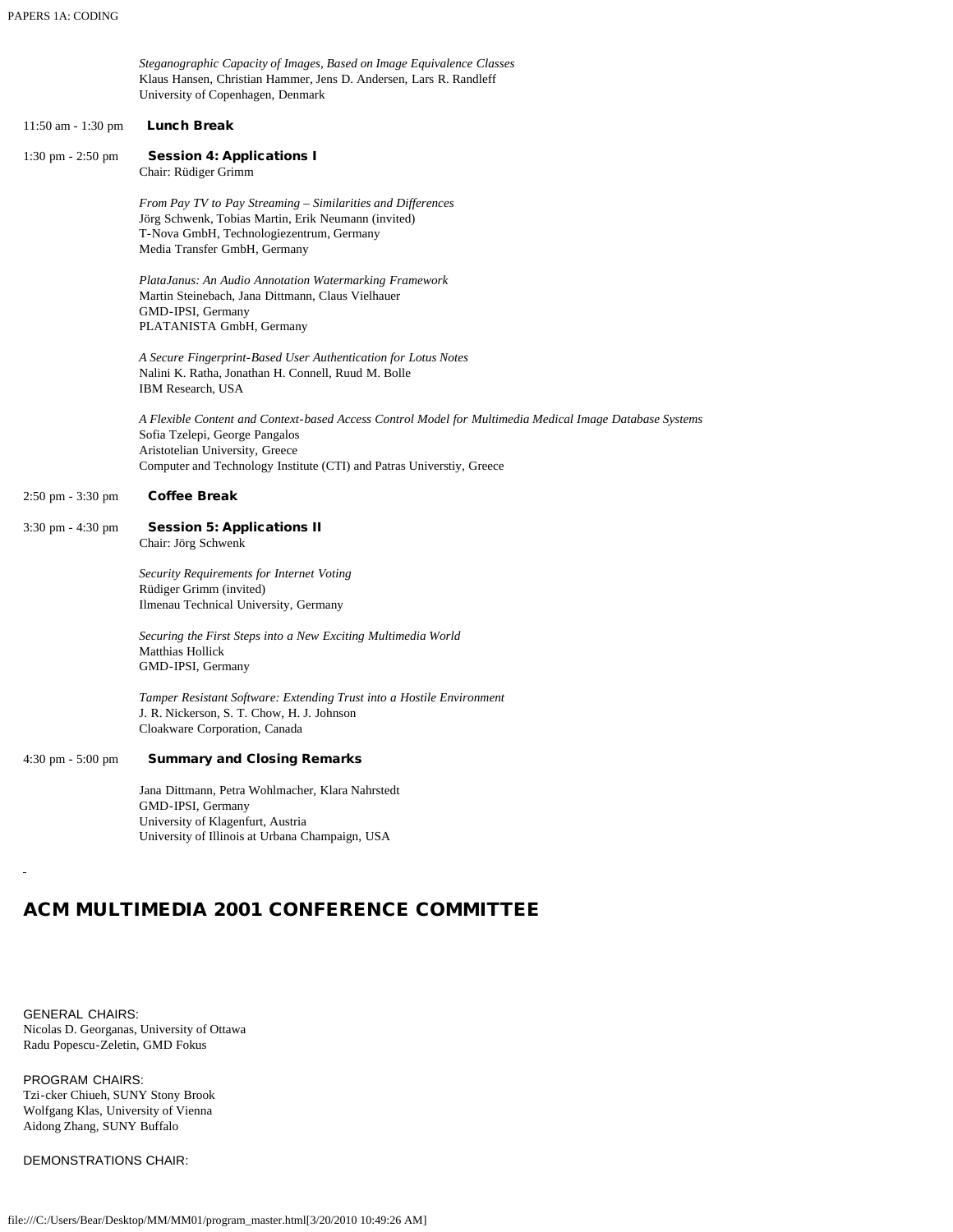*Steganographic Capacity of Images, Based on Image Equivalence Classes*
Klaus Hansen, Christian Hammer, Jens D. Andersen, Lars R. Randleff
University of Copenhagen, Denmark

11:50 am - 1:30 pm **Lunch Break**

1:30 pm - 2:50 pm **Session 4: Applications I**
Chair: Rüdiger Grimm

*From Pay TV to Pay Streaming – Similarities and Differences*
Jörg Schwenk, Tobias Martin, Erik Neumann (invited)
T-Nova GmbH, Technologiezentrum, Germany
Media Transfer GmbH, Germany

*PlataJanus: An Audio Annotation Watermarking Framework*
Martin Steinebach, Jana Dittmann, Claus Vielhauer
GMD-IPSI, Germany
PLATANISTA GmbH, Germany

*A Secure Fingerprint-Based User Authentication for Lotus Notes*
Nalini K. Ratha, Jonathan H. Connell, Ruud M. Bolle
IBM Research, USA

*A Flexible Content and Context-based Access Control Model for Multimedia Medical Image Database Systems*
Sofia Tzelepi, George Pangalos
Aristotelian University, Greece
Computer and Technology Institute (CTI) and Patras Universtiy, Greece

2:50 pm - 3:30 pm **Coffee Break**

3:30 pm - 4:30 pm **Session 5: Applications II**
Chair: Jörg Schwenk

*Security Requirements for Internet Voting*
Rüdiger Grimm (invited)
Ilmenau Technical University, Germany

*Securing the First Steps into a New Exciting Multimedia World*
Matthias Hollick
GMD-IPSI, Germany

*Tamper Resistant Software: Extending Trust into a Hostile Environment*
J. R. Nickerson, S. T. Chow, H. J. Johnson
Cloakware Corporation, Canada

4:30 pm - 5:00 pm **Summary and Closing Remarks**

Jana Dittmann, Petra Wohlmacher, Klara Nahrstedt
GMD-IPSI, Germany
University of Klagenfurt, Austria
University of Illinois at Urbana Champaign, USA

## ACM MULTIMEDIA 2001 CONFERENCE COMMITTEE

GENERAL CHAIRS:
Nicolas D. Georganas, University of Ottawa
Radu Popescu-Zeletin, GMD Fokus

PROGRAM CHAIRS:
Tzi-cker Chiueh, SUNY Stony Brook
Wolfgang Klas, University of Vienna
Aidong Zhang, SUNY Buffalo

DEMONSTRATIONS CHAIR: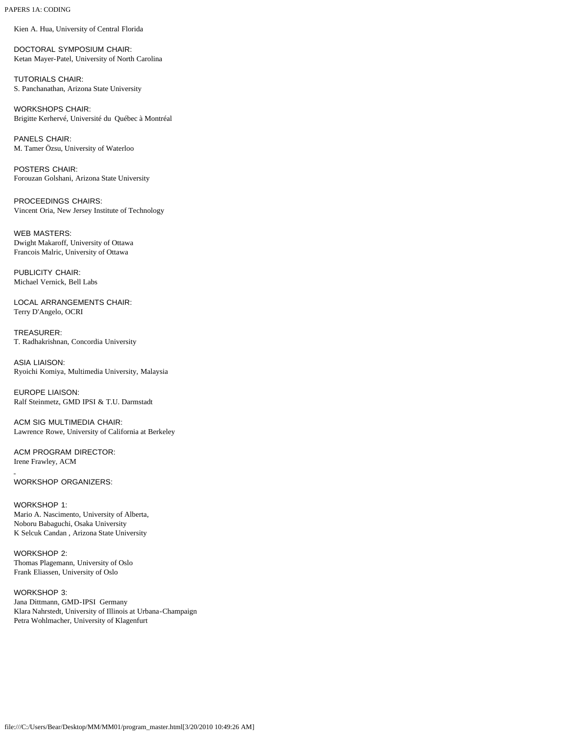Kien A. Hua, University of Central Florida

DOCTORAL SYMPOSIUM CHAIR:
Ketan Mayer-Patel, University of North Carolina

TUTORIALS CHAIR:
S. Panchanathan, Arizona State University

WORKSHOPS CHAIR:
Brigitte Kerhervé, Université du Québec à Montréal

PANELS CHAIR:
M. Tamer Özsu, University of Waterloo

POSTERS CHAIR:
Forouzan Golshani, Arizona State University

PROCEEDINGS CHAIRS:
Vincent Oria, New Jersey Institute of Technology

WEB MASTERS:
Dwight Makaroff, University of Ottawa
Francois Malric, University of Ottawa

PUBLICITY CHAIR:
Michael Vernick, Bell Labs

LOCAL ARRANGEMENTS CHAIR:
Terry D'Angelo, OCRI

TREASURER:
T. Radhakrishnan, Concordia University

ASIA LIAISON:
Ryoichi Komiya, Multimedia University, Malaysia

EUROPE LIAISON:
Ralf Steinmetz, GMD IPSI & T.U. Darmstadt

ACM SIG MULTIMEDIA CHAIR:
Lawrence Rowe, University of California at Berkeley

ACM PROGRAM DIRECTOR:
Irene Frawley, ACM

WORKSHOP ORGANIZERS:

WORKSHOP 1:
Mario A. Nascimento, University of Alberta,
Noboru Babaguchi, Osaka University
K Selcuk Candan , Arizona State University

WORKSHOP 2:
Thomas Plagemann, University of Oslo
Frank Eliassen, University of Oslo

WORKSHOP 3:
Jana Dittmann, GMD-IPSI Germany
Klara Nahrstedt, University of Illinois at Urbana-Champaign
Petra Wohlmacher, University of Klagenfurt